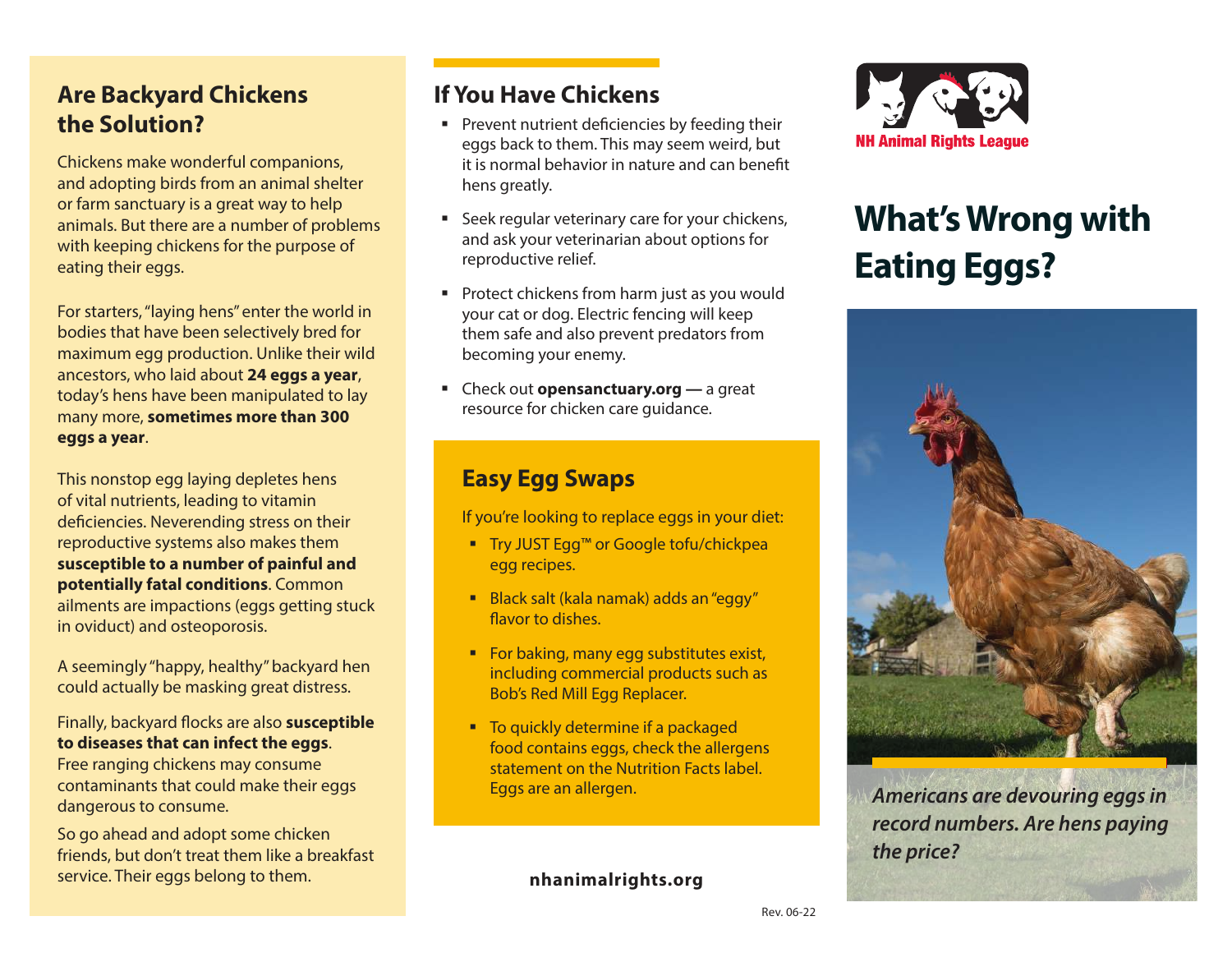## Are Backyard Chickens the Solution?

Chickens make wonderful companions, and adopting birds from an animal shelter or farm sanctuary is a great way to help animals. But there are a number of problems with keeping chickens for the purpose of eating their eggs.

For starters, "laying hens" enter the world in bodies that have been selectively bred for maximum egg production. Unlike their wild ancestors, who laid about **24 eggs a year**, today's hens have been manipulated to lay many more, **sometimes more than 300 eggs a year**.

This nonstop egg laying depletes hens of vital nutrients, leading to vitamin deficiencies. Neverending stress on their reproductive systems also makes them **susceptible to a number of painful and potentially fatal conditions**. Common ailments are impactions (eggs getting stuck in oviduct) and osteoporosis.

A seemingly "happy, healthy" backyard hen could actually be masking great distress.

Finally, backyard flocks are also **susceptible to diseases that can infect the eggs**. Free ranging chickens may consume contaminants that could make their eggs dangerous to consume.

So go ahead and adopt some chicken friends, but don't treat them like a breakfast service. Their eggs belong to them.

## If You Have Chickens

- Prevent nutrient deficiencies by feeding their eggs back to them. This may seem weird, but it is normal behavior in nature and can benefit hens greatly.
- Seek regular veterinary care for your chickens, and ask your veterinarian about options for reproductive relief.
- Protect chickens from harm just as you would your cat or dog. Electric fencing will keep them safe and also prevent predators from becoming your enemy.
- Check out **opensanctuary.org —** a great resource for chicken care guidance.

## Easy Egg Swaps

If you're looking to replace eggs in your diet:

- Try JUST Egg™ or Google tofu/chickpea egg recipes.
- Black salt (kala namak) adds an "eggy" flavor to dishes.
- For baking, many egg substitutes exist, including commercial products such as Bob's Red Mill Egg Replacer.
- To quickly determine if a packaged food contains eggs, check the allergens statement on the Nutrition Facts label. Eggs are an allergen.

**nhanimalrights.org**

Rev. 06-22

**NH Animal Rights League**

# What's Wrong with Eating Eggs?

*Americans are devouring eggs in record numbers. Are hens paying the price?*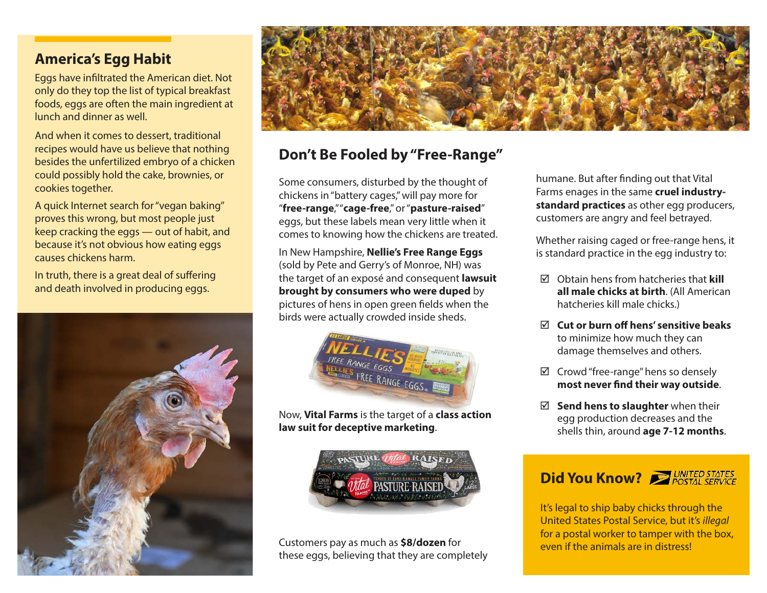## America's Egg Habit

Eggs have infiltrated the American diet. Not only do they top the list of typical breakfast foods, eggs are often the main ingredient at lunch and dinner as well.

And when it comes to dessert, traditional recipes would have us believe that nothing besides the unfertilized embryo of a chicken could possibly hold the cake, brownies, or cookies together.

A quick Internet search for "vegan baking" proves this wrong, but most people just keep cracking the eggs — out of habit, and because it's not obvious how eating eggs causes chickens harm.

In truth, there is a great deal of suffering and death involved in producing eggs.

## Don't Be Fooled by "Free-Range"

Some consumers, disturbed by the thought of chickens in "battery cages," will pay more for "**free-range**," "**cage-free**," or "**pasture-raised**" eggs, but these labels mean very little when it comes to knowing how the chickens are treated.

In New Hampshire, **Nellie's Free Range Eggs** (sold by Pete and Gerry's of Monroe, NH) was the target of an exposé and consequent **lawsuit brought by consumers who were duped** by pictures of hens in open green fields when the birds were actually crowded inside sheds.

Now, **Vital Farms** is the target of a **class action law suit for deceptive marketing**.

Customers pay as much as **$8/dozen** for these eggs, believing that they are completely humane. But after finding out that Vital Farms enages in the same **cruel industry-standard practices** as other egg producers, customers are angry and feel betrayed.

Whether raising caged or free-range hens, it is standard practice in the egg industry to:

- ☑ Obtain hens from hatcheries that **kill all male chicks at birth**. (All American hatcheries kill male chicks.)
- ☑ **Cut or burn off hens' sensitive beaks** to minimize how much they can damage themselves and others.
- ☑ Crowd "free-range" hens so densely **most never find their way outside**.
- ☑ **Send hens to slaughter** when their egg production decreases and the shells thin, around **age 7-12 months**.

## Did You Know?

It's legal to ship baby chicks through the United States Postal Service, but it's *illegal* for a postal worker to tamper with the box, even if the animals are in distress!